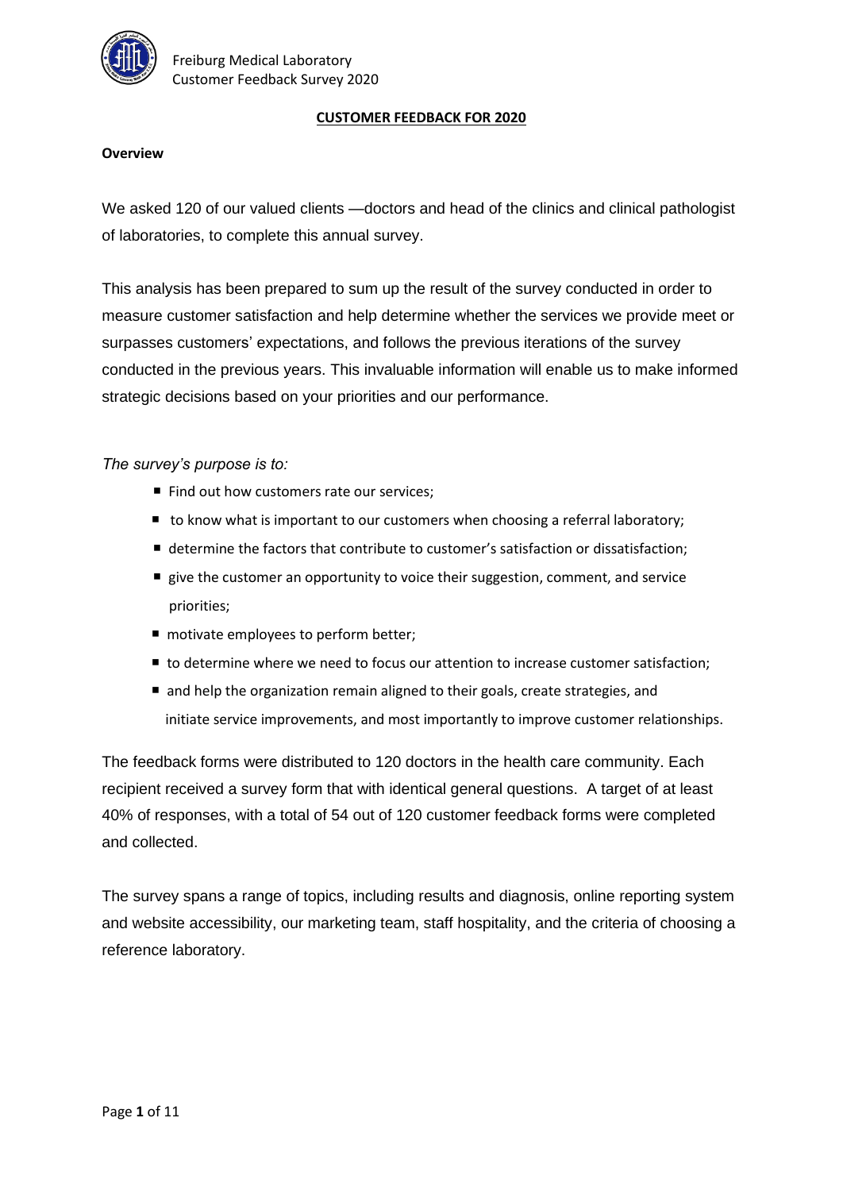# CUSTOMER FEEDBACK FOR 2020

**Overview**

We asked 120 of our valued clients —doctors and head of the clinics and clinical pathologist of laboratories, to complete this annual survey.

This analysis has been prepared to sum up the result of the survey conducted in order to measure customer satisfaction and help determine whether the services we provide meet or surpasses customers' expectations, and follows the previous iterations of the survey conducted in the previous years. This invaluable information will enable us to make informed strategic decisions based on your priorities and our performance.

*The survey's purpose is to:*

- Find out how customers rate our services;
- to know what is important to our customers when choosing a referral laboratory;
- determine the factors that contribute to customer's satisfaction or dissatisfaction;
- give the customer an opportunity to voice their suggestion, comment, and service priorities;
- motivate employees to perform better;
- to determine where we need to focus our attention to increase customer satisfaction;
- and help the organization remain aligned to their goals, create strategies, and initiate service improvements, and most importantly to improve customer relationships.

The feedback forms were distributed to 120 doctors in the health care community. Each recipient received a survey form that with identical general questions. A target of at least 40% of responses, with a total of 54 out of 120 customer feedback forms were completed and collected.

The survey spans a range of topics, including results and diagnosis, online reporting system and website accessibility, our marketing team, staff hospitality, and the criteria of choosing a reference laboratory.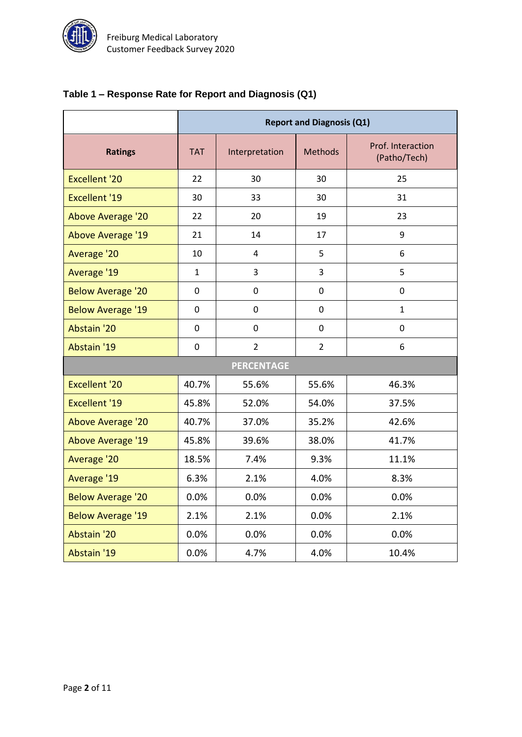### Table 1 – Response Rate for Report and Diagnosis (Q1)

| | Report and Diagnosis (Q1) | | | |
|---|---|---|---|---|
| **Ratings** | TAT | Interpretation | Methods | Prof. Interaction (Patho/Tech) |
| Excellent '20 | 22 | 30 | 30 | 25 |
| Excellent '19 | 30 | 33 | 30 | 31 |
| Above Average '20 | 22 | 20 | 19 | 23 |
| Above Average '19 | 21 | 14 | 17 | 9 |
| Average '20 | 10 | 4 | 5 | 6 |
| Average '19 | 1 | 3 | 3 | 5 |
| Below Average '20 | 0 | 0 | 0 | 0 |
| Below Average '19 | 0 | 0 | 0 | 1 |
| Abstain '20 | 0 | 0 | 0 | 0 |
| Abstain '19 | 0 | 2 | 2 | 6 |
| **PERCENTAGE** | | | | |
| Excellent '20 | 40.7% | 55.6% | 55.6% | 46.3% |
| Excellent '19 | 45.8% | 52.0% | 54.0% | 37.5% |
| Above Average '20 | 40.7% | 37.0% | 35.2% | 42.6% |
| Above Average '19 | 45.8% | 39.6% | 38.0% | 41.7% |
| Average '20 | 18.5% | 7.4% | 9.3% | 11.1% |
| Average '19 | 6.3% | 2.1% | 4.0% | 8.3% |
| Below Average '20 | 0.0% | 0.0% | 0.0% | 0.0% |
| Below Average '19 | 2.1% | 2.1% | 0.0% | 2.1% |
| Abstain '20 | 0.0% | 0.0% | 0.0% | 0.0% |
| Abstain '19 | 0.0% | 4.7% | 4.0% | 10.4% |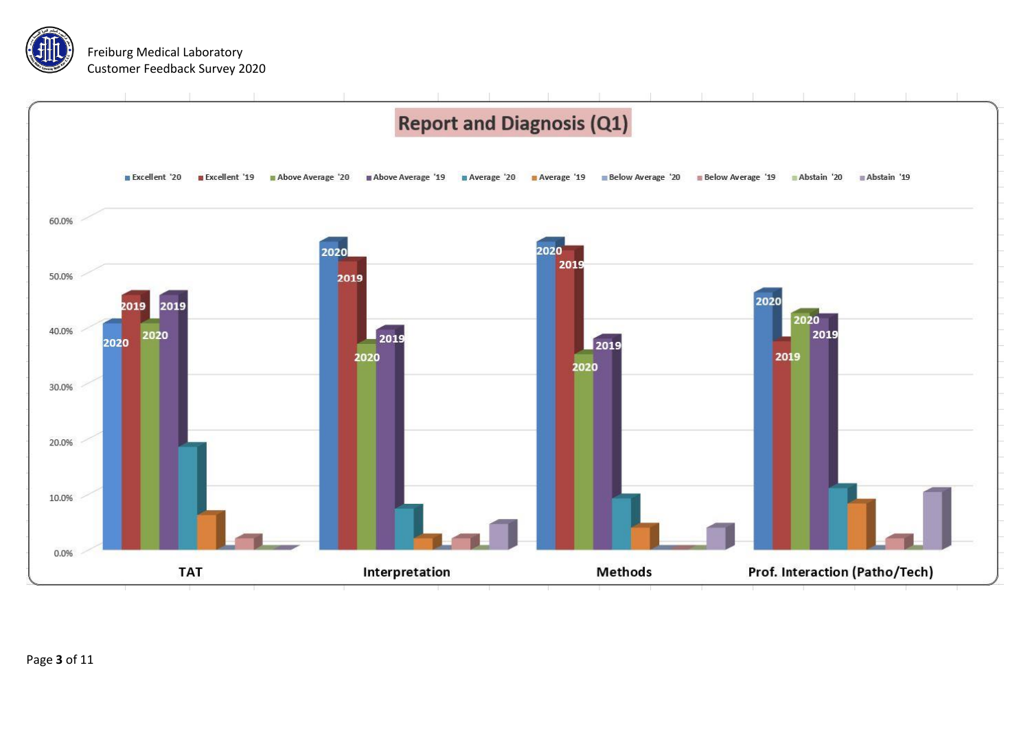Freiburg Medical Laboratory
Customer Feedback Survey 2020

## Report and Diagnosis (Q1)

Excellent '20 | Excellent '19 | Above Average '20 | Above Average '19 | Average '20 | Average '19 | Below Average '20 | Below Average '19 | Abstain '20 | Abstain '19

60.0%
50.0%
40.0%
30.0%
20.0%
10.0%
0.0%

2020 2019 2020 2019 — TAT

2020 2019 2020 2019 — Interpretation

2020 2019 2020 2019 — Methods

2020 2019 2020 2019 — Prof. Interaction (Patho/Tech)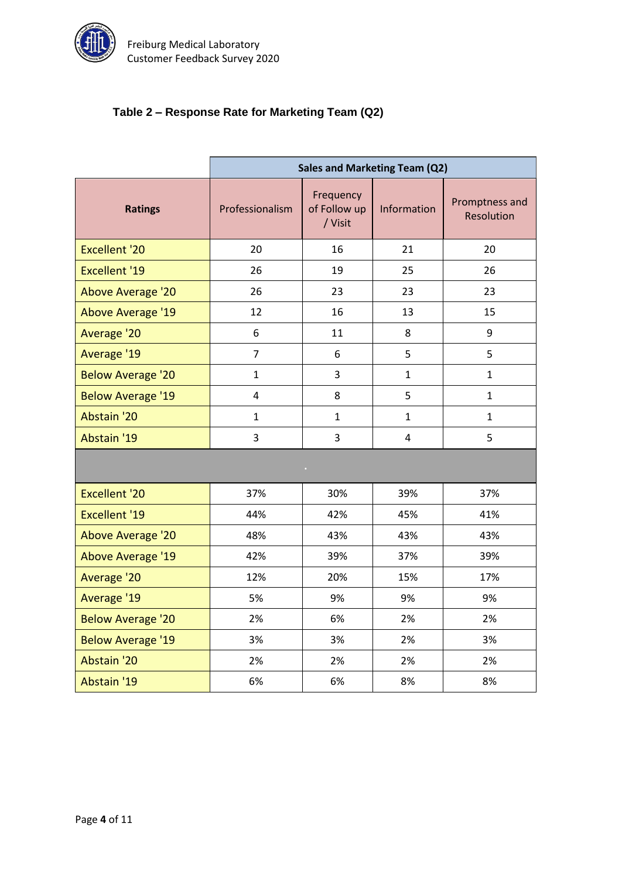### Table 2 – Response Rate for Marketing Team (Q2)

| | Sales and Marketing Team (Q2) | | | |
|---|---|---|---|---|
| **Ratings** | Professionalism | Frequency of Follow up / Visit | Information | Promptness and Resolution |
| Excellent '20 | 20 | 16 | 21 | 20 |
| Excellent '19 | 26 | 19 | 25 | 26 |
| Above Average '20 | 26 | 23 | 23 | 23 |
| Above Average '19 | 12 | 16 | 13 | 15 |
| Average '20 | 6 | 11 | 8 | 9 |
| Average '19 | 7 | 6 | 5 | 5 |
| Below Average '20 | 1 | 3 | 1 | 1 |
| Below Average '19 | 4 | 8 | 5 | 1 |
| Abstain '20 | 1 | 1 | 1 | 1 |
| Abstain '19 | 3 | 3 | 4 | 5 |
| | | | | |
| Excellent '20 | 37% | 30% | 39% | 37% |
| Excellent '19 | 44% | 42% | 45% | 41% |
| Above Average '20 | 48% | 43% | 43% | 43% |
| Above Average '19 | 42% | 39% | 37% | 39% |
| Average '20 | 12% | 20% | 15% | 17% |
| Average '19 | 5% | 9% | 9% | 9% |
| Below Average '20 | 2% | 6% | 2% | 2% |
| Below Average '19 | 3% | 3% | 2% | 3% |
| Abstain '20 | 2% | 2% | 2% | 2% |
| Abstain '19 | 6% | 6% | 8% | 8% |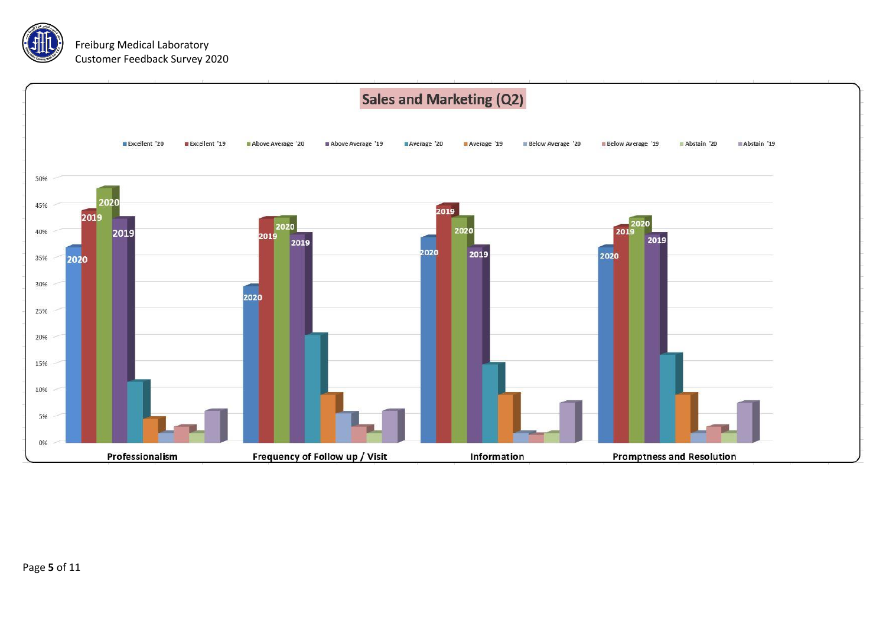## Sales and Marketing (Q2)

Excellent '20 | Excellent '19 | Above Average '20 | Above Average '19 | Average '20 | Average '19 | Below Average '20 | Below Average '19 | Abstain '20 | Abstain '19

50%
45%
40%
35%
30%
25%
20%
15%
10%
5%
0%

2020 2019 2020 2019 | 2020 2019 2020 2019 | 2020 2019 2020 2019 | 2020 2019 2020 2019

**Professionalism** | **Frequency of Follow up / Visit** | **Information** | **Promptness and Resolution**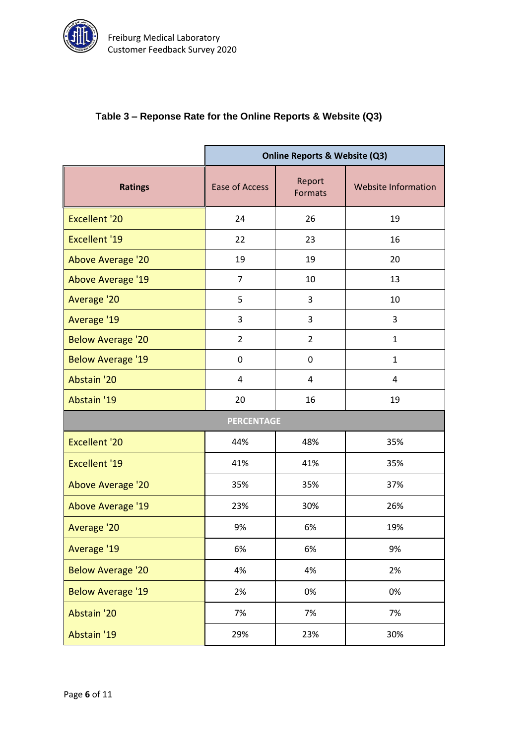**Table 3 – Reponse Rate for the Online Reports & Website (Q3)**

| Ratings | Online Reports & Website (Q3) | | |
|---|---|---|---|
| | Ease of Access | Report Formats | Website Information |
| Excellent '20 | 24 | 26 | 19 |
| Excellent '19 | 22 | 23 | 16 |
| Above Average '20 | 19 | 19 | 20 |
| Above Average '19 | 7 | 10 | 13 |
| Average '20 | 5 | 3 | 10 |
| Average '19 | 3 | 3 | 3 |
| Below Average '20 | 2 | 2 | 1 |
| Below Average '19 | 0 | 0 | 1 |
| Abstain '20 | 4 | 4 | 4 |
| Abstain '19 | 20 | 16 | 19 |
| **PERCENTAGE** | | | |
| Excellent '20 | 44% | 48% | 35% |
| Excellent '19 | 41% | 41% | 35% |
| Above Average '20 | 35% | 35% | 37% |
| Above Average '19 | 23% | 30% | 26% |
| Average '20 | 9% | 6% | 19% |
| Average '19 | 6% | 6% | 9% |
| Below Average '20 | 4% | 4% | 2% |
| Below Average '19 | 2% | 0% | 0% |
| Abstain '20 | 7% | 7% | 7% |
| Abstain '19 | 29% | 23% | 30% |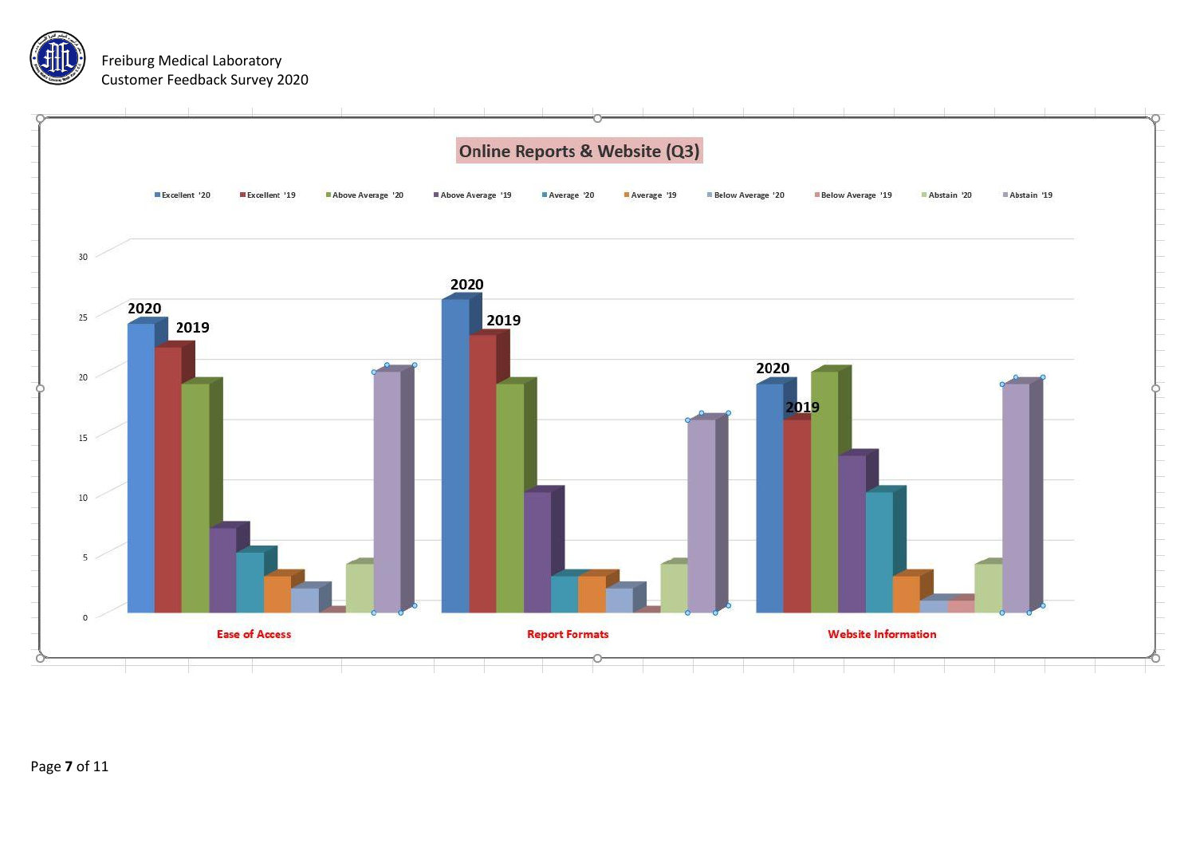Freiburg Medical Laboratory
Customer Feedback Survey 2020

## Online Reports & Website (Q3)

Excellent '20 | Excellent '19 | Above Average '20 | Above Average '19 | Average '20 | Average '19 | Below Average '20 | Below Average '19 | Abstain '20 | Abstain '19

30
25
20
15
10
5
0

2020 2019 — Ease of Access

2020 2019 — Report Formats

2020 2019 — Website Information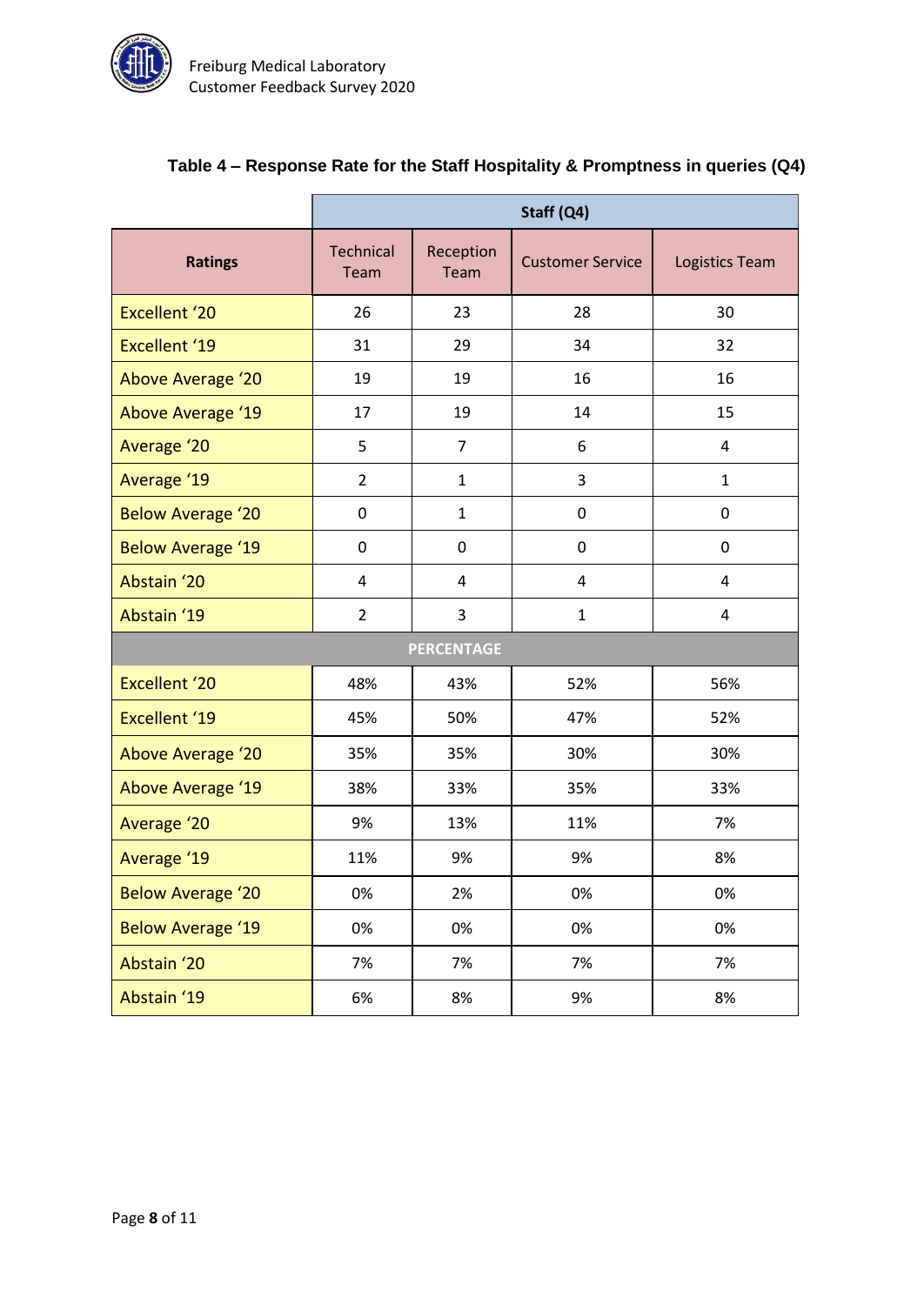**Table 4 – Response Rate for the Staff Hospitality & Promptness in queries (Q4)**

| | Staff (Q4) | | | |
|---|---|---|---|---|
| **Ratings** | Technical Team | Reception Team | Customer Service | Logistics Team |
| Excellent '20 | 26 | 23 | 28 | 30 |
| Excellent '19 | 31 | 29 | 34 | 32 |
| Above Average '20 | 19 | 19 | 16 | 16 |
| Above Average '19 | 17 | 19 | 14 | 15 |
| Average '20 | 5 | 7 | 6 | 4 |
| Average '19 | 2 | 1 | 3 | 1 |
| Below Average '20 | 0 | 1 | 0 | 0 |
| Below Average '19 | 0 | 0 | 0 | 0 |
| Abstain '20 | 4 | 4 | 4 | 4 |
| Abstain '19 | 2 | 3 | 1 | 4 |
| **PERCENTAGE** | | | | |
| Excellent '20 | 48% | 43% | 52% | 56% |
| Excellent '19 | 45% | 50% | 47% | 52% |
| Above Average '20 | 35% | 35% | 30% | 30% |
| Above Average '19 | 38% | 33% | 35% | 33% |
| Average '20 | 9% | 13% | 11% | 7% |
| Average '19 | 11% | 9% | 9% | 8% |
| Below Average '20 | 0% | 2% | 0% | 0% |
| Below Average '19 | 0% | 0% | 0% | 0% |
| Abstain '20 | 7% | 7% | 7% | 7% |
| Abstain '19 | 6% | 8% | 9% | 8% |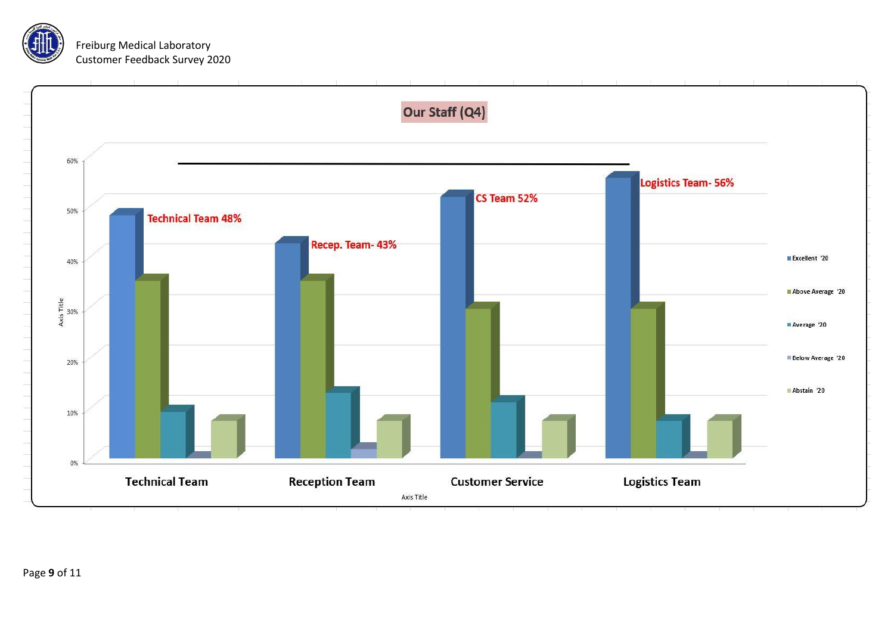## Our Staff (Q4)

Technical Team 48%

Recep. Team- 43%

CS Team 52%

Logistics Team- 56%

60%
50%
40%
30%
20%
10%
0%

Axis Title

Technical Team | Reception Team | Customer Service | Logistics Team

Axis Title

- Excellent '20
- Above Average '20
- Average '20
- Below Average '20
- Abstain '20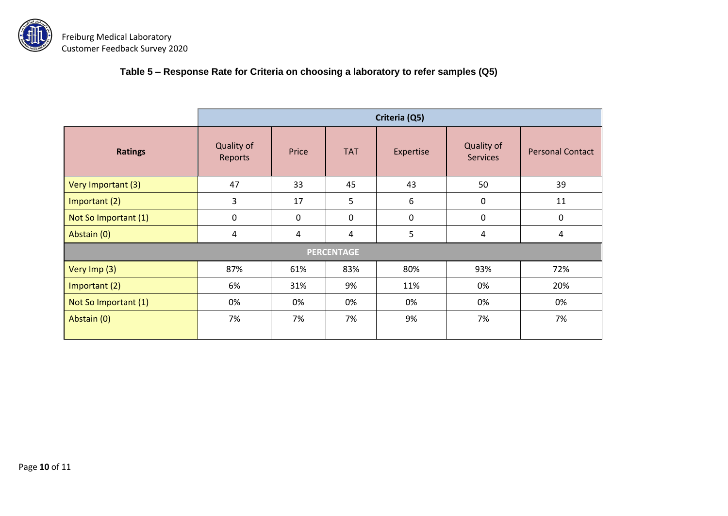### Table 5 – Response Rate for Criteria on choosing a laboratory to refer samples (Q5)

| | Criteria (Q5) | | | | | |
|---|---|---|---|---|---|---|
| **Ratings** | Quality of Reports | Price | TAT | Expertise | Quality of Services | Personal Contact |
| Very Important (3) | 47 | 33 | 45 | 43 | 50 | 39 |
| Important (2) | 3 | 17 | 5 | 6 | 0 | 11 |
| Not So Important (1) | 0 | 0 | 0 | 0 | 0 | 0 |
| Abstain (0) | 4 | 4 | 4 | 5 | 4 | 4 |
| **PERCENTAGE** | | | | | | |
| Very Imp (3) | 87% | 61% | 83% | 80% | 93% | 72% |
| Important (2) | 6% | 31% | 9% | 11% | 0% | 20% |
| Not So Important (1) | 0% | 0% | 0% | 0% | 0% | 0% |
| Abstain (0) | 7% | 7% | 7% | 9% | 7% | 7% |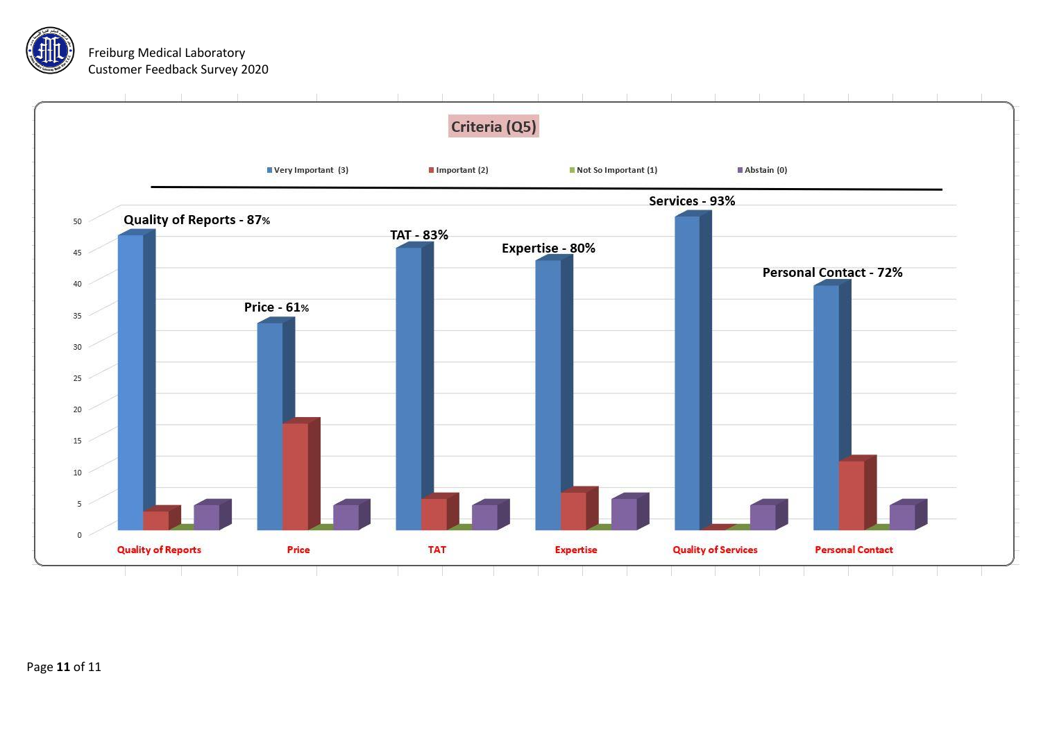Freiburg Medical Laboratory
Customer Feedback Survey 2020

Criteria (Q5)

Very Important (3)
Important (2)
Not So Important (1)
Abstain (0)

Quality of Reports - 87%
Price - 61%
TAT - 83%
Expertise - 80%
Services - 93%
Personal Contact - 72%

0
5
10
15
20
25
30
35
40
45
50

Quality of Reports
Price
TAT
Expertise
Quality of Services
Personal Contact